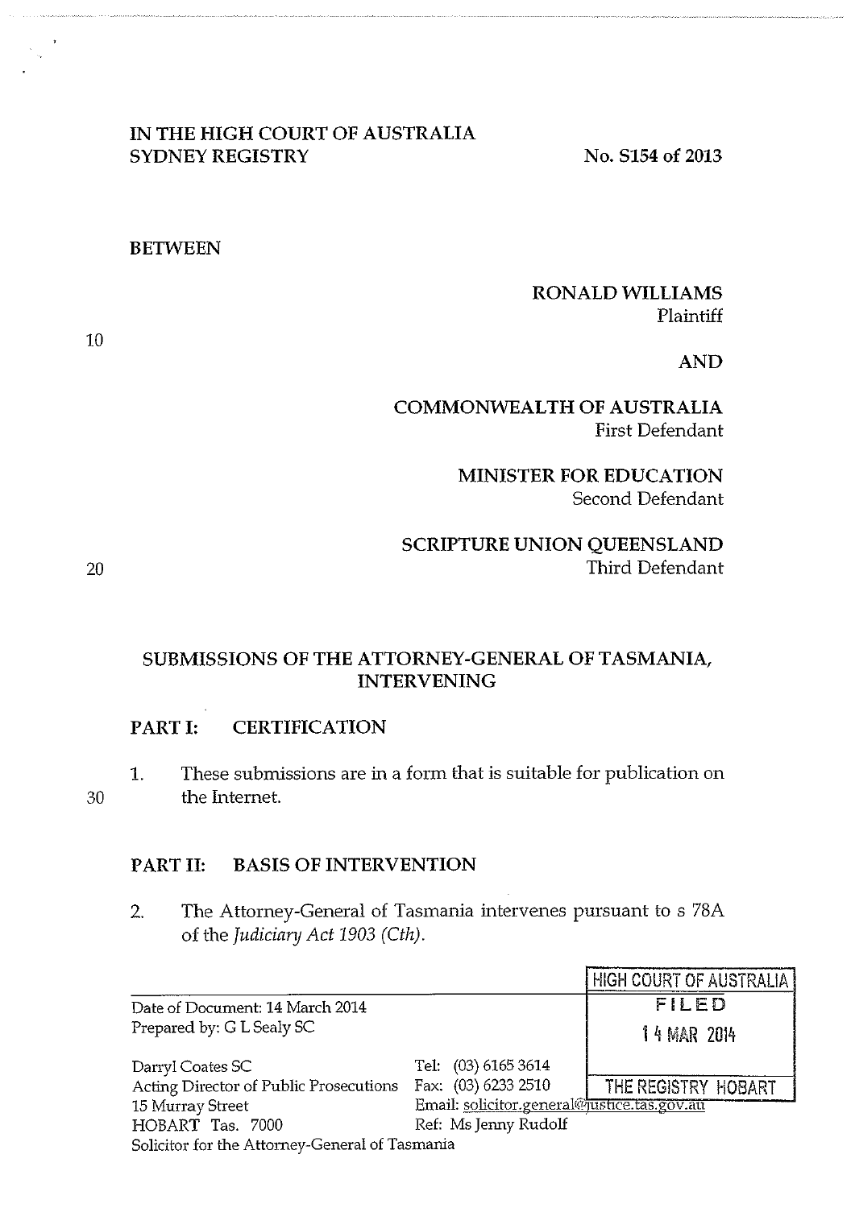IN THE HIGH COURT OF AUSTRALIA
SYDNEY REGISTRY

No. S154 of 2013

BETWEEN

RONALD WILLIAMS
Plaintiff

AND

COMMONWEALTH OF AUSTRALIA
First Defendant

MINISTER FOR EDUCATION
Second Defendant

SCRIPTURE UNION QUEENSLAND
Third Defendant

## SUBMISSIONS OF THE ATTORNEY-GENERAL OF TASMANIA, INTERVENING

### PART I: CERTIFICATION

1. These submissions are in a form that is suitable for publication on the Internet.

### PART II: BASIS OF INTERVENTION

2. The Attorney-General of Tasmania intervenes pursuant to s 78A of the *Judiciary Act 1903 (Cth)*.

HIGH COURT OF AUSTRALIA
FILED
14 MAR 2014
THE REGISTRY HOBART

Date of Document: 14 March 2014
Prepared by: G L Sealy SC

Darryl Coates SC
Acting Director of Public Prosecutions
15 Murray Street
HOBART Tas. 7000
Solicitor for the Attorney-General of Tasmania

Tel: (03) 6165 3614
Fax: (03) 6233 2510
Email: solicitor.general@justice.tas.gov.au
Ref: Ms Jenny Rudolf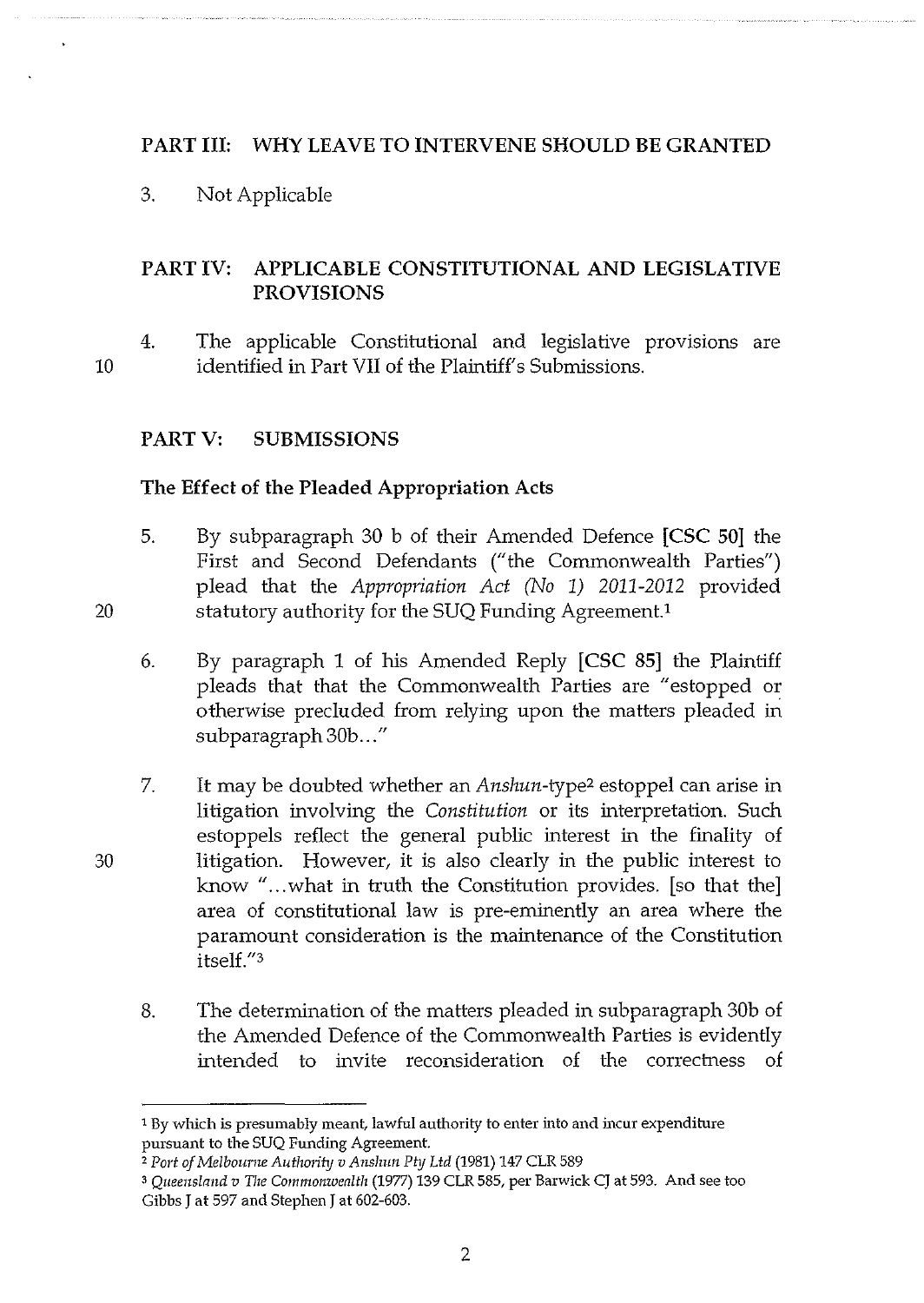## PART III: WHY LEAVE TO INTERVENE SHOULD BE GRANTED

3. Not Applicable

## PART IV: APPLICABLE CONSTITUTIONAL AND LEGISLATIVE PROVISIONS

4. The applicable Constitutional and legislative provisions are identified in Part VII of the Plaintiff's Submissions.

## PART V: SUBMISSIONS

### The Effect of the Pleaded Appropriation Acts

5. By subparagraph 30 b of their Amended Defence **[CSC 50]** the First and Second Defendants ("the Commonwealth Parties") plead that the *Appropriation Act (No 1) 2011-2012* provided statutory authority for the SUQ Funding Agreement.[1]

6. By paragraph 1 of his Amended Reply **[CSC 85]** the Plaintiff pleads that that the Commonwealth Parties are "estopped or otherwise precluded from relying upon the matters pleaded in subparagraph 30b..."

7. It may be doubted whether an *Anshun*-type[2] estoppel can arise in litigation involving the *Constitution* or its interpretation. Such estoppels reflect the general public interest in the finality of litigation. However, it is also clearly in the public interest to know "...what in truth the Constitution provides. [so that the] area of constitutional law is pre-eminently an area where the paramount consideration is the maintenance of the Constitution itself."[3]

8. The determination of the matters pleaded in subparagraph 30b of the Amended Defence of the Commonwealth Parties is evidently intended to invite reconsideration of the correctness of

---

[1] By which is presumably meant, lawful authority to enter into and incur expenditure pursuant to the SUQ Funding Agreement.

[2] *Port of Melbourne Authority v Anshun Pty Ltd* (1981) 147 CLR 589

[3] *Queensland v The Commonwealth* (1977) 139 CLR 585, per Barwick CJ at 593. And see too Gibbs J at 597 and Stephen J at 602-603.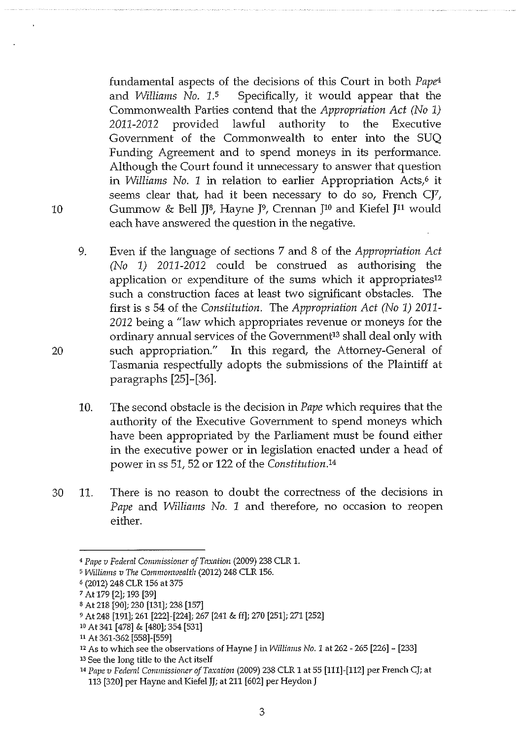fundamental aspects of the decisions of this Court in both *Pape*[4] and *Williams No. 1*.[5] Specifically, it would appear that the Commonwealth Parties contend that the *Appropriation Act (No 1) 2011-2012* provided lawful authority to the Executive Government of the Commonwealth to enter into the SUQ Funding Agreement and to spend moneys in its performance. Although the Court found it unnecessary to answer that question in *Williams No. 1* in relation to earlier Appropriation Acts,[6] it seems clear that, had it been necessary to do so, French CJ[7], Gummow & Bell JJ[8], Hayne J[9], Crennan J[10] and Kiefel J[11] would each have answered the question in the negative.

9. Even if the language of sections 7 and 8 of the *Appropriation Act (No 1) 2011-2012* could be construed as authorising the application or expenditure of the sums which it appropriates[12] such a construction faces at least two significant obstacles. The first is s 54 of the *Constitution*. The *Appropriation Act (No 1) 2011-2012* being a "law which appropriates revenue or moneys for the ordinary annual services of the Government[13] shall deal only with such appropriation." In this regard, the Attorney-General of Tasmania respectfully adopts the submissions of the Plaintiff at paragraphs [25]-[36].

10. The second obstacle is the decision in *Pape* which requires that the authority of the Executive Government to spend moneys which have been appropriated by the Parliament must be found either in the executive power or in legislation enacted under a head of power in ss 51, 52 or 122 of the *Constitution*.[14]

11. There is no reason to doubt the correctness of the decisions in *Pape* and *Williams No. 1* and therefore, no occasion to reopen either.

---

[4] *Pape v Federal Commissioner of Taxation* (2009) 238 CLR 1.

[5] *Williams v The Commonwealth* (2012) 248 CLR 156.

[6] (2012) 248 CLR 156 at 375

[7] At 179 [2]; 193 [39]

[8] At 218 [90]; 230 [131]; 238 [157]

[9] At 248 [191]; 261 [222]-[224]; 267 [241 & ff]; 270 [251]; 271 [252]

[10] At 341 [478] & [480]; 354 [531]

[11] At 361-362 [558]-[559]

[12] As to which see the observations of Hayne J in *Williams No. 1* at 262 - 265 [226] - [233]

[13] See the long title to the Act itself

[14] *Pape v Federal Commissioner of Taxation* (2009) 238 CLR 1 at 55 [111]-[112] per French CJ; at 113 [320] per Hayne and Kiefel JJ; at 211 [602] per Heydon J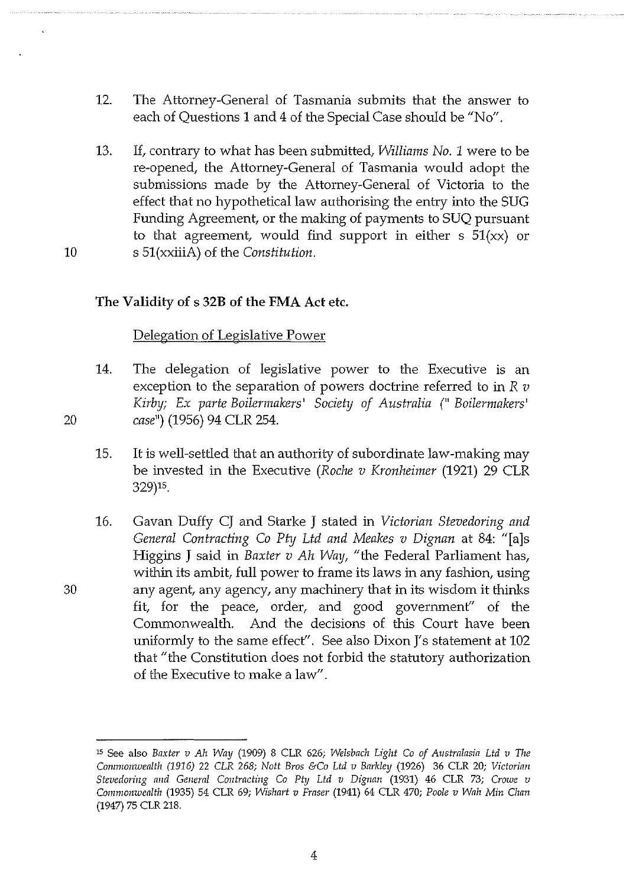12. The Attorney-General of Tasmania submits that the answer to each of Questions 1 and 4 of the Special Case should be "No".

13. If, contrary to what has been submitted, *Williams No. 1* were to be re-opened, the Attorney-General of Tasmania would adopt the submissions made by the Attorney-General of Victoria to the effect that no hypothetical law authorising the entry into the SUG Funding Agreement, or the making of payments to SUQ pursuant to that agreement, would find support in either s 51(xx) or s 51(xxiiiA) of the *Constitution*.

**The Validity of s 32B of the FMA Act etc.**

Delegation of Legislative Power

14. The delegation of legislative power to the Executive is an exception to the separation of powers doctrine referred to in *R v Kirby; Ex parte Boilermakers' Society of Australia* ("*Boilermakers' case*") (1956) 94 CLR 254.

15. It is well-settled that an authority of subordinate law-making may be invested in the Executive (*Roche v Kronheimer* (1921) 29 CLR 329)[15].

16. Gavan Duffy CJ and Starke J stated in *Victorian Stevedoring and General Contracting Co Pty Ltd and Meakes v Dignan* at 84: "[a]s Higgins J said in *Baxter v Ah Way*, "the Federal Parliament has, within its ambit, full power to frame its laws in any fashion, using any agent, any agency, any machinery that in its wisdom it thinks fit, for the peace, order, and good government" of the Commonwealth. And the decisions of this Court have been uniformly to the same effect". See also Dixon J's statement at 102 that "the Constitution does not forbid the statutory authorization of the Executive to make a law".

---

[15] See also *Baxter v Ah Way* (1909) 8 CLR 626; *Welsbach Light Co of Australasia Ltd v The Commonwealth (1916) 22 CLR 268; Nott Bros &Co Ltd v Barkley* (1926) 36 CLR 20; *Victorian Stevedoring and General Contracting Co Pty Ltd v Dignan* (1931) 46 CLR 73; *Crowe v Commonwealth* (1935) 54 CLR 69; *Wishart v Fraser* (1941) 64 CLR 470; *Poole v Wah Min Chan* (1947) 75 CLR 218.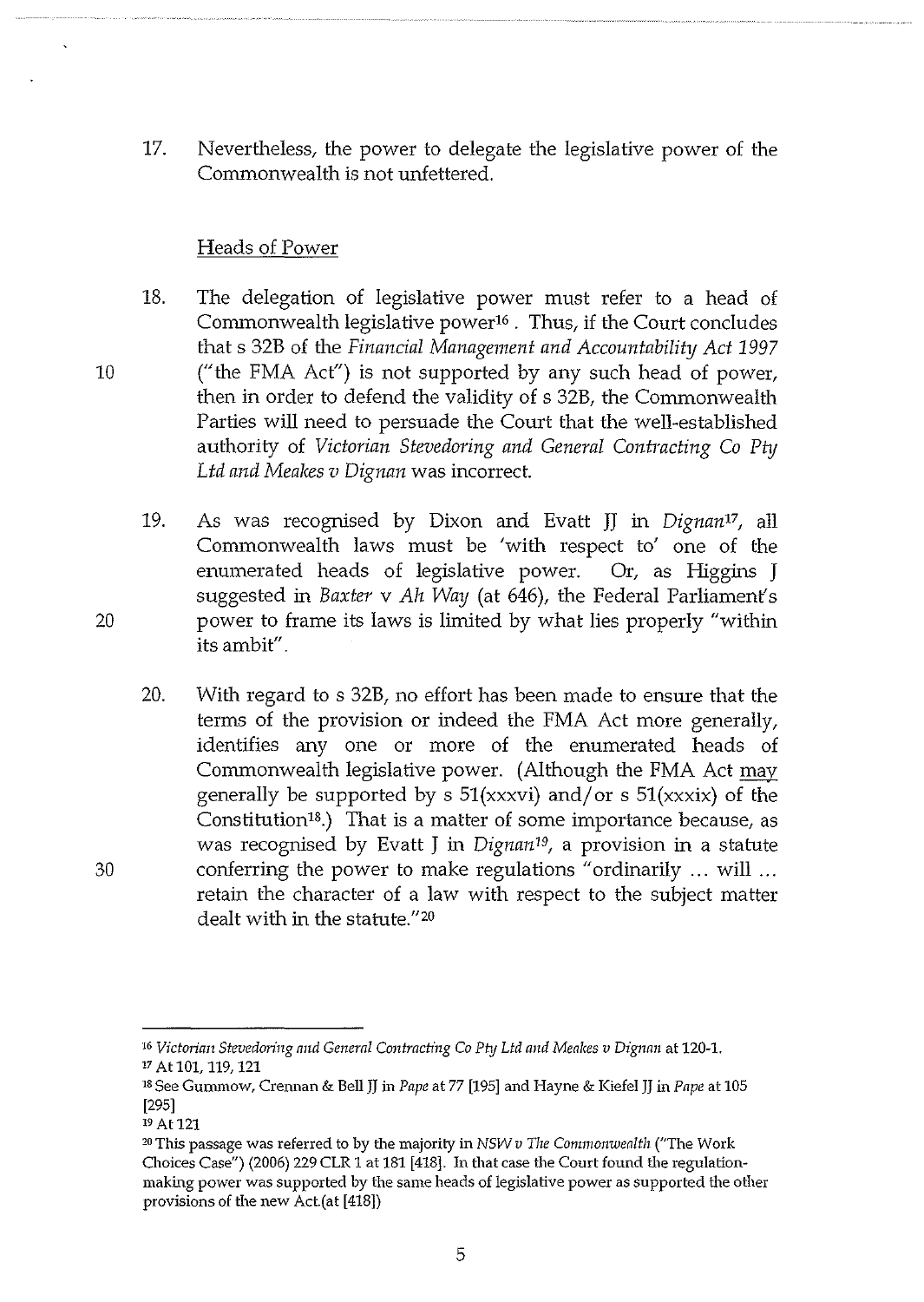17. Nevertheless, the power to delegate the legislative power of the Commonwealth is not unfettered.

## Heads of Power

18. The delegation of legislative power must refer to a head of Commonwealth legislative power[16]. Thus, if the Court concludes that s 32B of the *Financial Management and Accountability Act 1997* ("the FMA Act") is not supported by any such head of power, then in order to defend the validity of s 32B, the Commonwealth Parties will need to persuade the Court that the well-established authority of *Victorian Stevedoring and General Contracting Co Pty Ltd and Meakes v Dignan* was incorrect.

19. As was recognised by Dixon and Evatt JJ in *Dignan*[17], all Commonwealth laws must be 'with respect to' one of the enumerated heads of legislative power. Or, as Higgins J suggested in *Baxter* v *Ah Way* (at 646), the Federal Parliament's power to frame its laws is limited by what lies properly "within its ambit".

20. With regard to s 32B, no effort has been made to ensure that the terms of the provision or indeed the FMA Act more generally, identifies any one or more of the enumerated heads of Commonwealth legislative power. (Although the FMA Act <u>may</u> generally be supported by s 51(xxxvi) and/or s 51(xxxix) of the Constitution[18].) That is a matter of some importance because, as was recognised by Evatt J in *Dignan*[19], a provision in a statute conferring the power to make regulations "ordinarily ... will ... retain the character of a law with respect to the subject matter dealt with in the statute."[20]

---

[16] *Victorian Stevedoring and General Contracting Co Pty Ltd and Meakes v Dignan* at 120-1.

[17] At 101, 119, 121

[18] See Gummow, Crennan & Bell JJ in *Pape* at 77 [195] and Hayne & Kiefel JJ in *Pape* at 105 [295]

[19] At 121

[20] This passage was referred to by the majority in *NSW v The Commonwealth* ("The Work Choices Case") (2006) 229 CLR 1 at 181 [418]. In that case the Court found the regulation-making power was supported by the same heads of legislative power as supported the other provisions of the new Act.(at [418])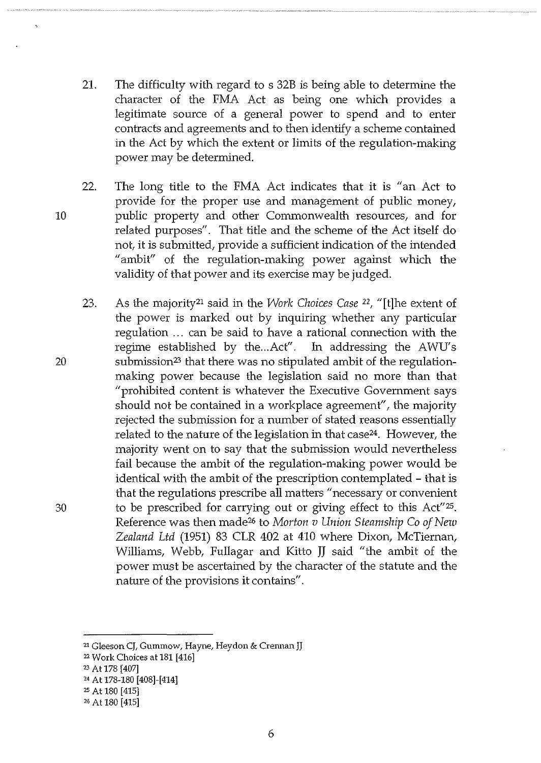21. The difficulty with regard to s 32B is being able to determine the character of the FMA Act as being one which provides a legitimate source of a general power to spend and to enter contracts and agreements and to then identify a scheme contained in the Act by which the extent or limits of the regulation-making power may be determined.

22. The long title to the FMA Act indicates that it is "an Act to provide for the proper use and management of public money, public property and other Commonwealth resources, and for related purposes". That title and the scheme of the Act itself do not, it is submitted, provide a sufficient indication of the intended "ambit" of the regulation-making power against which the validity of that power and its exercise may be judged.

23. As the majority[21] said in the *Work Choices Case* [22], "[t]he extent of the power is marked out by inquiring whether any particular regulation ... can be said to have a rational connection with the regime established by the...Act". In addressing the AWU's submission[23] that there was no stipulated ambit of the regulation-making power because the legislation said no more than that "prohibited content is whatever the Executive Government says should not be contained in a workplace agreement", the majority rejected the submission for a number of stated reasons essentially related to the nature of the legislation in that case[24]. However, the majority went on to say that the submission would nevertheless fail because the ambit of the regulation-making power would be identical with the ambit of the prescription contemplated – that is that the regulations prescribe all matters "necessary or convenient to be prescribed for carrying out or giving effect to this Act"[25]. Reference was then made[26] to *Morton v Union Steamship Co of New Zealand Ltd* (1951) 83 CLR 402 at 410 where Dixon, McTiernan, Williams, Webb, Fullagar and Kitto JJ said "the ambit of the power must be ascertained by the character of the statute and the nature of the provisions it contains".

---

[21] Gleeson CJ, Gummow, Hayne, Heydon & Crennan JJ

[22] Work Choices at 181 [416]

[23] At 178 [407]

[24] At 178-180 [408]-[414]

[25] At 180 [415]

[26] At 180 [415]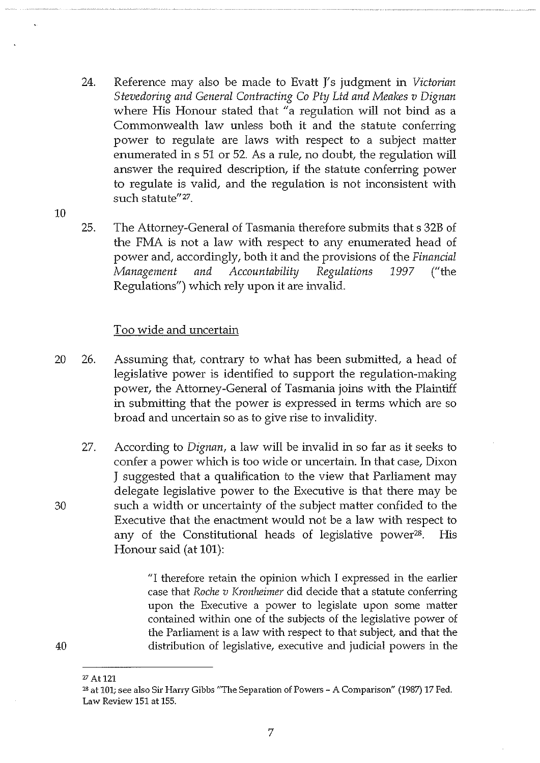24. Reference may also be made to Evatt J's judgment in *Victorian Stevedoring and General Contracting Co Pty Ltd and Meakes v Dignan* where His Honour stated that "a regulation will not bind as a Commonwealth law unless both it and the statute conferring power to regulate are laws with respect to a subject matter enumerated in s 51 or 52. As a rule, no doubt, the regulation will answer the required description, if the statute conferring power to regulate is valid, and the regulation is not inconsistent with such statute"[27].

25. The Attorney-General of Tasmania therefore submits that s 32B of the FMA is not a law with respect to any enumerated head of power and, accordingly, both it and the provisions of the *Financial Management and Accountability Regulations 1997* ("the Regulations") which rely upon it are invalid.

## Too wide and uncertain

26. Assuming that, contrary to what has been submitted, a head of legislative power is identified to support the regulation-making power, the Attorney-General of Tasmania joins with the Plaintiff in submitting that the power is expressed in terms which are so broad and uncertain so as to give rise to invalidity.

27. According to *Dignan*, a law will be invalid in so far as it seeks to confer a power which is too wide or uncertain. In that case, Dixon J suggested that a qualification to the view that Parliament may delegate legislative power to the Executive is that there may be such a width or uncertainty of the subject matter confided to the Executive that the enactment would not be a law with respect to any of the Constitutional heads of legislative power[28]. His Honour said (at 101):

> "I therefore retain the opinion which I expressed in the earlier case that *Roche v Kronheimer* did decide that a statute conferring upon the Executive a power to legislate upon some matter contained within one of the subjects of the legislative power of the Parliament is a law with respect to that subject, and that the distribution of legislative, executive and judicial powers in the

---

[27] At 121

[28] at 101; see also Sir Harry Gibbs "The Separation of Powers – A Comparison" (1987) 17 Fed. Law Review 151 at 155.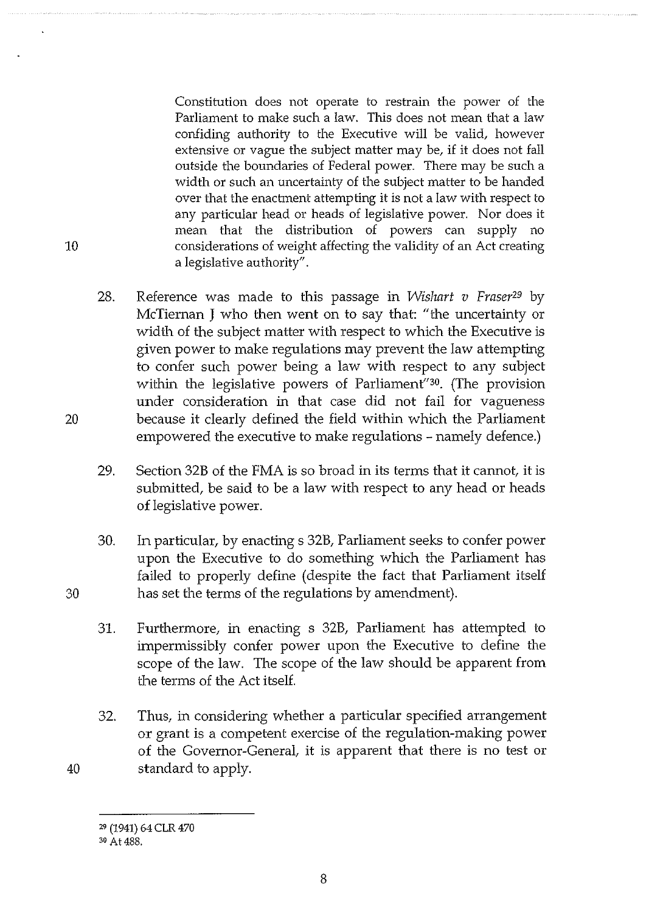> Constitution does not operate to restrain the power of the Parliament to make such a law. This does not mean that a law confiding authority to the Executive will be valid, however extensive or vague the subject matter may be, if it does not fall outside the boundaries of Federal power. There may be such a width or such an uncertainty of the subject matter to be handed over that the enactment attempting it is not a law with respect to any particular head or heads of legislative power. Nor does it mean that the distribution of powers can supply no considerations of weight affecting the validity of an Act creating a legislative authority".

28. Reference was made to this passage in *Wishart v Fraser*[29] by McTiernan J who then went on to say that: "the uncertainty or width of the subject matter with respect to which the Executive is given power to make regulations may prevent the law attempting to confer such power being a law with respect to any subject within the legislative powers of Parliament"[30]. (The provision under consideration in that case did not fail for vagueness because it clearly defined the field within which the Parliament empowered the executive to make regulations - namely defence.)

29. Section 32B of the FMA is so broad in its terms that it cannot, it is submitted, be said to be a law with respect to any head or heads of legislative power.

30. In particular, by enacting s 32B, Parliament seeks to confer power upon the Executive to do something which the Parliament has failed to properly define (despite the fact that Parliament itself has set the terms of the regulations by amendment).

31. Furthermore, in enacting s 32B, Parliament has attempted to impermissibly confer power upon the Executive to define the scope of the law. The scope of the law should be apparent from the terms of the Act itself.

32. Thus, in considering whether a particular specified arrangement or grant is a competent exercise of the regulation-making power of the Governor-General, it is apparent that there is no test or standard to apply.

---

[29] (1941) 64 CLR 470

[30] At 488.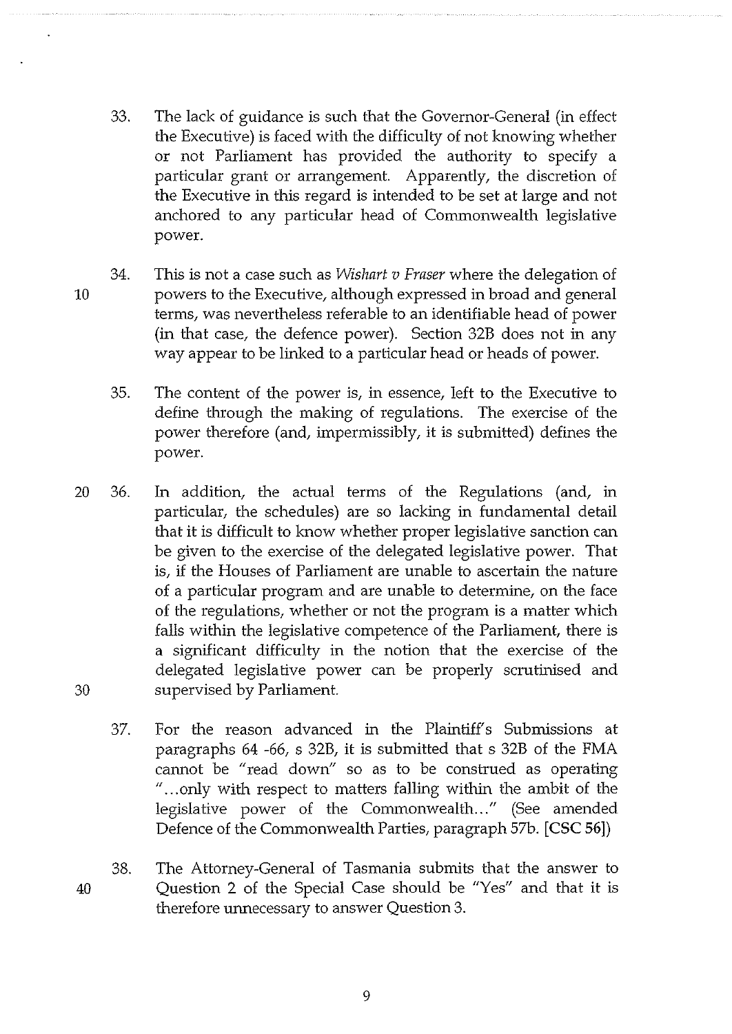33. The lack of guidance is such that the Governor-General (in effect the Executive) is faced with the difficulty of not knowing whether or not Parliament has provided the authority to specify a particular grant or arrangement. Apparently, the discretion of the Executive in this regard is intended to be set at large and not anchored to any particular head of Commonwealth legislative power.

34. This is not a case such as *Wishart v Fraser* where the delegation of powers to the Executive, although expressed in broad and general terms, was nevertheless referable to an identifiable head of power (in that case, the defence power). Section 32B does not in any way appear to be linked to a particular head or heads of power.

35. The content of the power is, in essence, left to the Executive to define through the making of regulations. The exercise of the power therefore (and, impermissibly, it is submitted) defines the power.

36. In addition, the actual terms of the Regulations (and, in particular, the schedules) are so lacking in fundamental detail that it is difficult to know whether proper legislative sanction can be given to the exercise of the delegated legislative power. That is, if the Houses of Parliament are unable to ascertain the nature of a particular program and are unable to determine, on the face of the regulations, whether or not the program is a matter which falls within the legislative competence of the Parliament, there is a significant difficulty in the notion that the exercise of the delegated legislative power can be properly scrutinised and supervised by Parliament.

37. For the reason advanced in the Plaintiff's Submissions at paragraphs 64 -66, s 32B, it is submitted that s 32B of the FMA cannot be "read down" so as to be construed as operating "...only with respect to matters falling within the ambit of the legislative power of the Commonwealth..." (See amended Defence of the Commonwealth Parties, paragraph 57b. **[CSC 56]**)

38. The Attorney-General of Tasmania submits that the answer to Question 2 of the Special Case should be "Yes" and that it is therefore unnecessary to answer Question 3.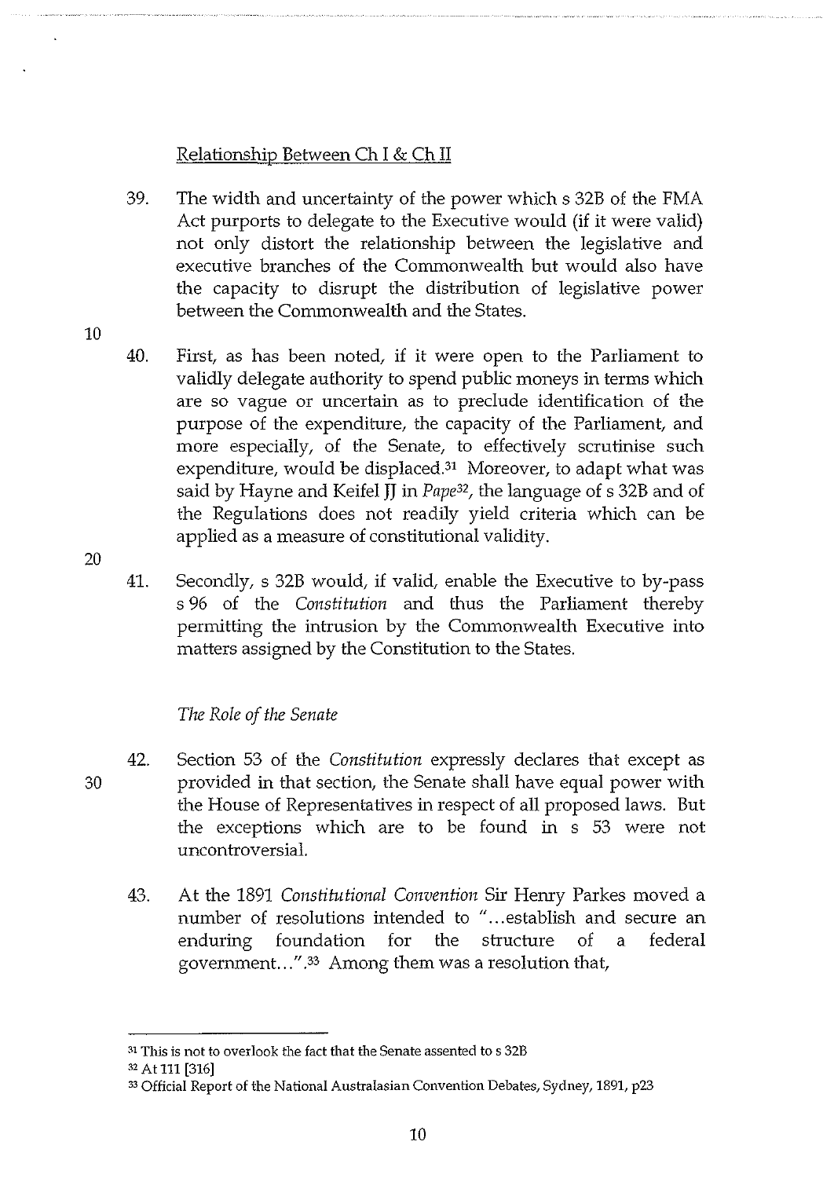Relationship Between Ch I & Ch II

39. The width and uncertainty of the power which s 32B of the FMA Act purports to delegate to the Executive would (if it were valid) not only distort the relationship between the legislative and executive branches of the Commonwealth but would also have the capacity to disrupt the distribution of legislative power between the Commonwealth and the States.

40. First, as has been noted, if it were open to the Parliament to validly delegate authority to spend public moneys in terms which are so vague or uncertain as to preclude identification of the purpose of the expenditure, the capacity of the Parliament, and more especially, of the Senate, to effectively scrutinise such expenditure, would be displaced.[31] Moreover, to adapt what was said by Hayne and Keifel JJ in *Pape*[32], the language of s 32B and of the Regulations does not readily yield criteria which can be applied as a measure of constitutional validity.

41. Secondly, s 32B would, if valid, enable the Executive to by-pass s 96 of the *Constitution* and thus the Parliament thereby permitting the intrusion by the Commonwealth Executive into matters assigned by the Constitution to the States.

*The Role of the Senate*

42. Section 53 of the *Constitution* expressly declares that except as provided in that section, the Senate shall have equal power with the House of Representatives in respect of all proposed laws. But the exceptions which are to be found in s 53 were not uncontroversial.

43. At the 1891 *Constitutional Convention* Sir Henry Parkes moved a number of resolutions intended to "...establish and secure an enduring foundation for the structure of a federal government...".[33] Among them was a resolution that,

---

[31] This is not to overlook the fact that the Senate assented to s 32B

[32] At 111 [316]

[33] Official Report of the National Australasian Convention Debates, Sydney, 1891, p23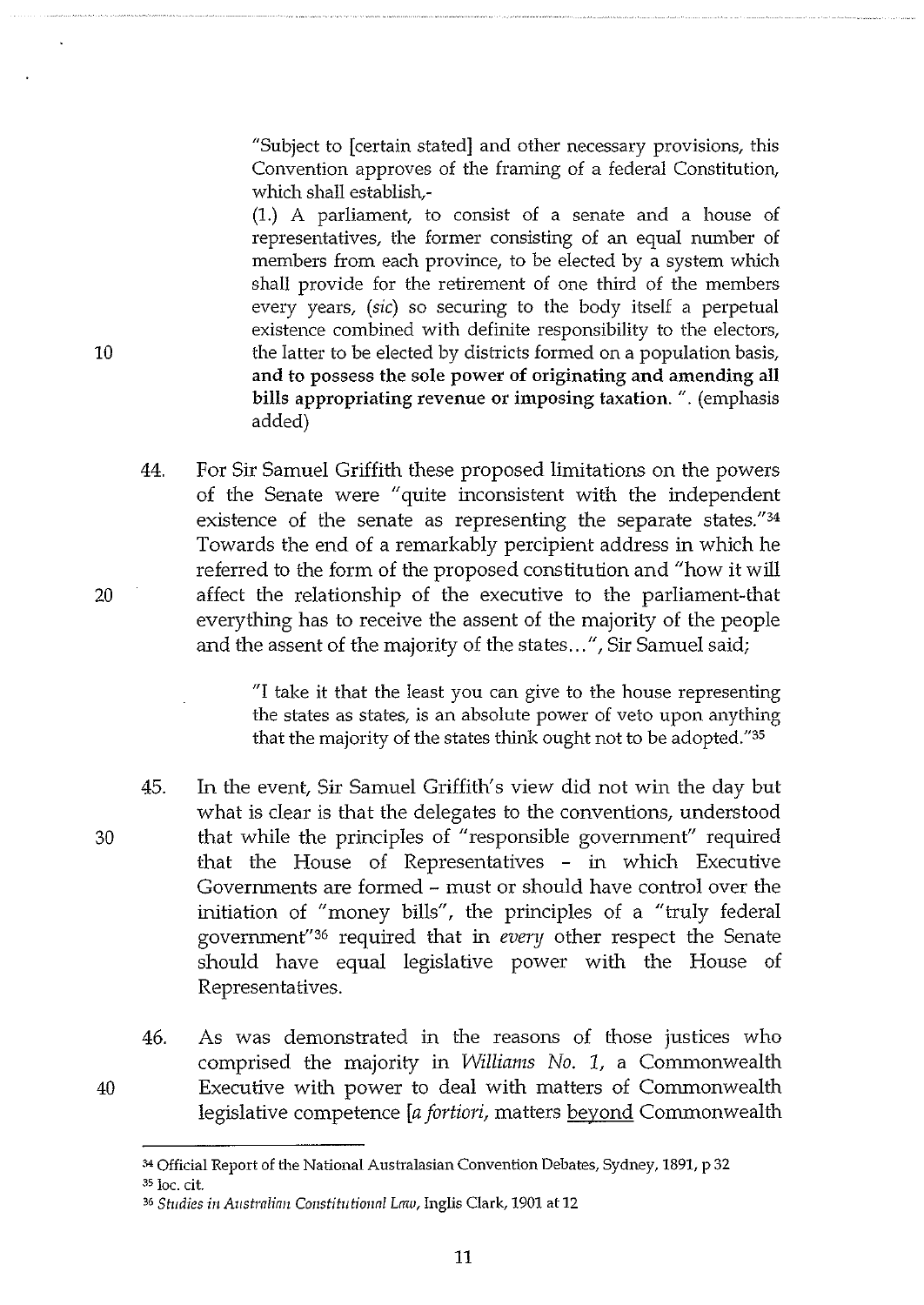> "Subject to [certain stated] and other necessary provisions, this Convention approves of the framing of a federal Constitution, which shall establish,-
>
> (1.) A parliament, to consist of a senate and a house of representatives, the former consisting of an equal number of members from each province, to be elected by a system which shall provide for the retirement of one third of the members every years, (*sic*) so securing to the body itself a perpetual existence combined with definite responsibility to the electors, the latter to be elected by districts formed on a population basis, **and to possess the sole power of originating and amending all bills appropriating revenue or imposing taxation.** ". (emphasis added)

44. For Sir Samuel Griffith these proposed limitations on the powers of the Senate were "quite inconsistent with the independent existence of the senate as representing the separate states."[34] Towards the end of a remarkably percipient address in which he referred to the form of the proposed constitution and "how it will affect the relationship of the executive to the parliament-that everything has to receive the assent of the majority of the people and the assent of the majority of the states...", Sir Samuel said;

> "I take it that the least you can give to the house representing the states as states, is an absolute power of veto upon anything that the majority of the states think ought not to be adopted."[35]

45. In the event, Sir Samuel Griffith's view did not win the day but what is clear is that the delegates to the conventions, understood that while the principles of "responsible government" required that the House of Representatives - in which Executive Governments are formed - must or should have control over the initiation of "money bills", the principles of a "truly federal government"[36] required that in *every* other respect the Senate should have equal legislative power with the House of Representatives.

46. As was demonstrated in the reasons of those justices who comprised the majority in *Williams No. 1*, a Commonwealth Executive with power to deal with matters of Commonwealth legislative competence [*a fortiori*, matters <u>beyond</u> Commonwealth

---

[34] Official Report of the National Australasian Convention Debates, Sydney, 1891, p 32

[35] loc. cit.

[36] *Studies in Australian Constitutional Law*, Inglis Clark, 1901 at 12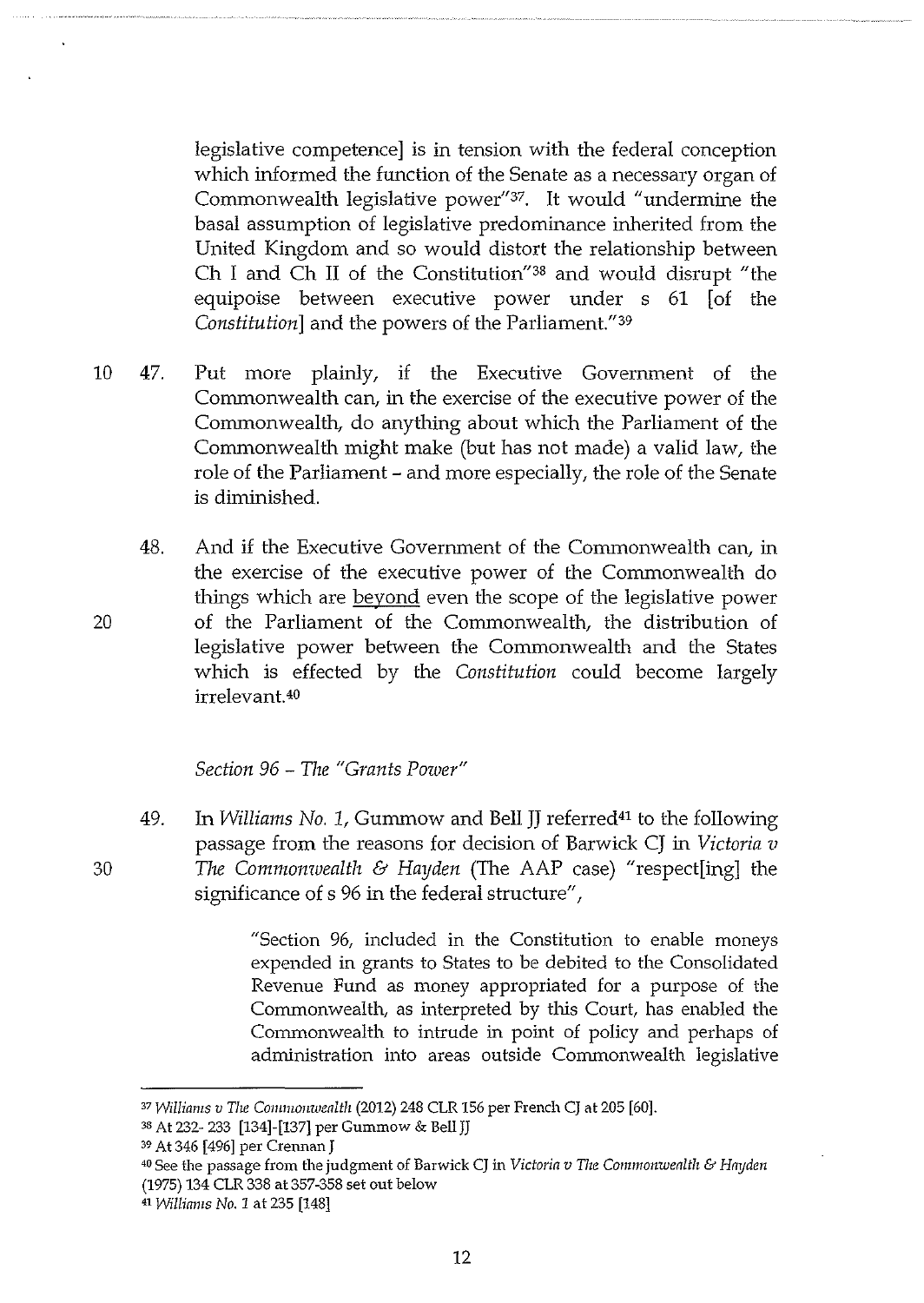legislative competence] is in tension with the federal conception which informed the function of the Senate as a necessary organ of Commonwealth legislative power"[37]. It would "undermine the basal assumption of legislative predominance inherited from the United Kingdom and so would distort the relationship between Ch I and Ch II of the Constitution"[38] and would disrupt "the equipoise between executive power under s 61 [of the *Constitution*] and the powers of the Parliament."[39]

47. Put more plainly, if the Executive Government of the Commonwealth can, in the exercise of the executive power of the Commonwealth, do anything about which the Parliament of the Commonwealth might make (but has not made) a valid law, the role of the Parliament - and more especially, the role of the Senate is diminished.

48. And if the Executive Government of the Commonwealth can, in the exercise of the executive power of the Commonwealth do things which are <u>beyond</u> even the scope of the legislative power of the Parliament of the Commonwealth, the distribution of legislative power between the Commonwealth and the States which is effected by the *Constitution* could become largely irrelevant.[40]

*Section 96 – The "Grants Power"*

49. In *Williams No. 1*, Gummow and Bell JJ referred[41] to the following passage from the reasons for decision of Barwick CJ in *Victoria v The Commonwealth & Hayden* (The AAP case) "respect[ing] the significance of s 96 in the federal structure",

> "Section 96, included in the Constitution to enable moneys expended in grants to States to be debited to the Consolidated Revenue Fund as money appropriated for a purpose of the Commonwealth, as interpreted by this Court, has enabled the Commonwealth to intrude in point of policy and perhaps of administration into areas outside Commonwealth legislative

---

[37] *Williams v The Commonwealth* (2012) 248 CLR 156 per French CJ at 205 [60].

[38] At 232- 233 [134]-[137] per Gummow & Bell JJ

[39] At 346 [496] per Crennan J

[40] See the passage from the judgment of Barwick CJ in *Victoria v The Commonwealth & Hayden* (1975) 134 CLR 338 at 357-358 set out below

[41] *Williams No. 1* at 235 [148]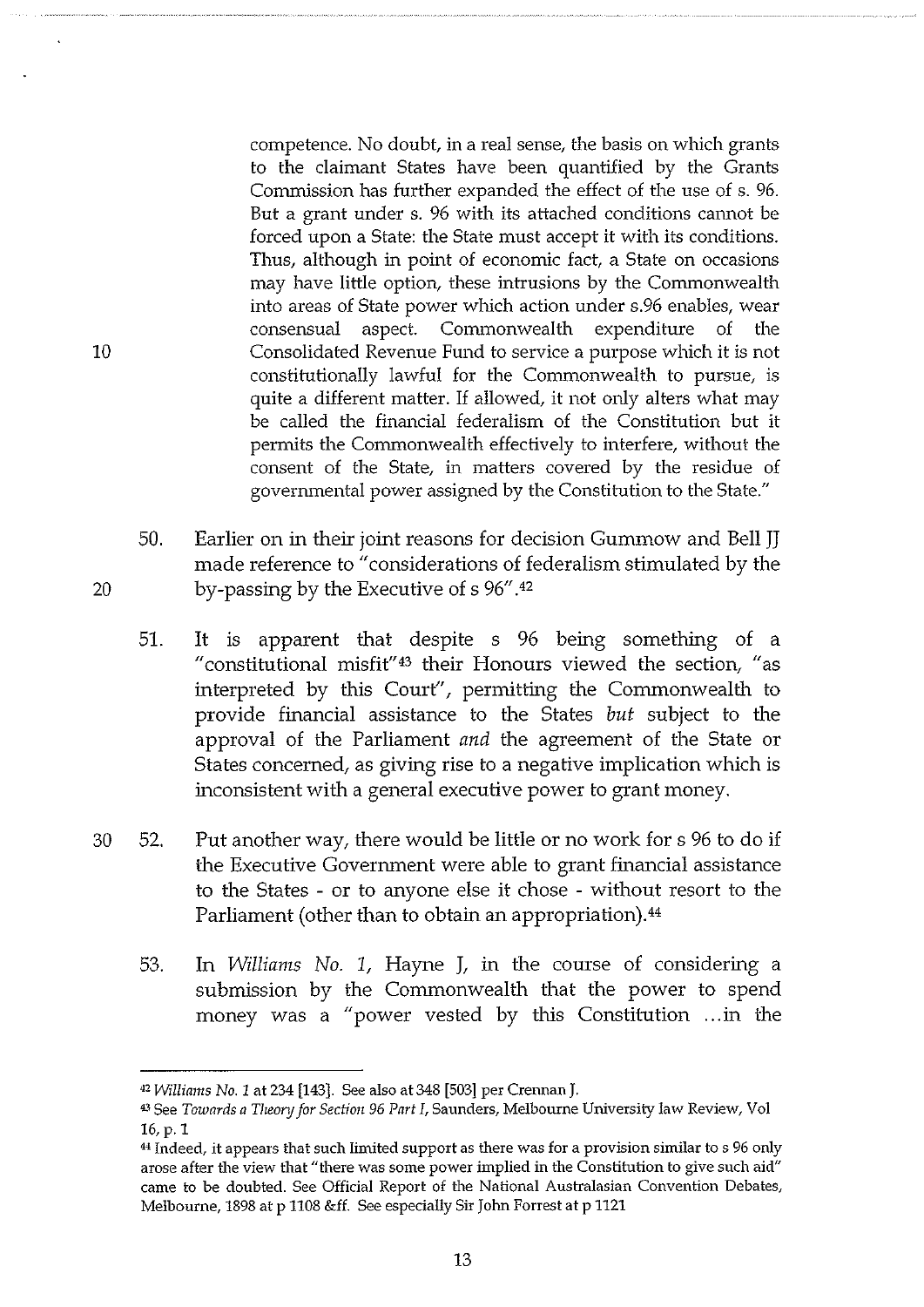competence. No doubt, in a real sense, the basis on which grants to the claimant States have been quantified by the Grants Commission has further expanded the effect of the use of s. 96. But a grant under s. 96 with its attached conditions cannot be forced upon a State: the State must accept it with its conditions. Thus, although in point of economic fact, a State on occasions may have little option, these intrusions by the Commonwealth into areas of State power which action under s.96 enables, wear consensual aspect. Commonwealth expenditure of the Consolidated Revenue Fund to service a purpose which it is not constitutionally lawful for the Commonwealth to pursue, is quite a different matter. If allowed, it not only alters what may be called the financial federalism of the Constitution but it permits the Commonwealth effectively to interfere, without the consent of the State, in matters covered by the residue of governmental power assigned by the Constitution to the State."

50. Earlier on in their joint reasons for decision Gummow and Bell JJ made reference to "considerations of federalism stimulated by the by-passing by the Executive of s 96".[42]

51. It is apparent that despite s 96 being something of a "constitutional misfit"[43] their Honours viewed the section, "as interpreted by this Court", permitting the Commonwealth to provide financial assistance to the States *but* subject to the approval of the Parliament *and* the agreement of the State or States concerned, as giving rise to a negative implication which is inconsistent with a general executive power to grant money.

52. Put another way, there would be little or no work for s 96 to do if the Executive Government were able to grant financial assistance to the States - or to anyone else it chose - without resort to the Parliament (other than to obtain an appropriation).[44]

53. In *Williams No. 1*, Hayne J, in the course of considering a submission by the Commonwealth that the power to spend money was a "power vested by this Constitution ...in the

---

[42] *Williams No. 1* at 234 [143]. See also at 348 [503] per Crennan J.

[43] See *Towards a Theory for Section 96 Part I*, Saunders, Melbourne University law Review, Vol 16, p. 1

[44] Indeed, it appears that such limited support as there was for a provision similar to s 96 only arose after the view that "there was some power implied in the Constitution to give such aid" came to be doubted. See Official Report of the National Australasian Convention Debates, Melbourne, 1898 at p 1108 &ff. See especially Sir John Forrest at p 1121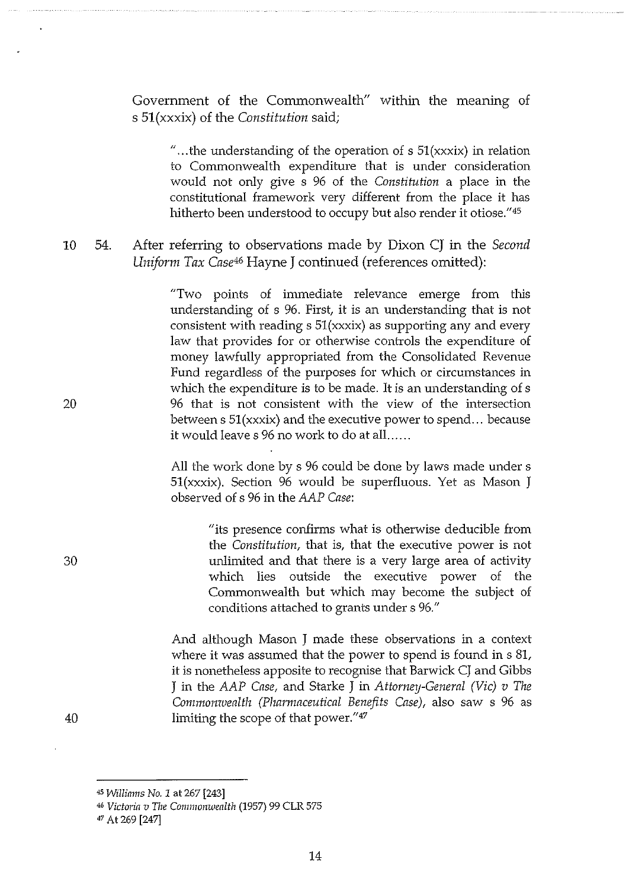Government of the Commonwealth" within the meaning of s 51(xxxix) of the *Constitution* said;

> "...the understanding of the operation of s 51(xxxix) in relation to Commonwealth expenditure that is under consideration would not only give s 96 of the *Constitution* a place in the constitutional framework very different from the place it has hitherto been understood to occupy but also render it otiose."[45]

54. After referring to observations made by Dixon CJ in the *Second Uniform Tax Case*[46] Hayne J continued (references omitted):

> "Two points of immediate relevance emerge from this understanding of s 96. First, it is an understanding that is not consistent with reading s 51(xxxix) as supporting any and every law that provides for or otherwise controls the expenditure of money lawfully appropriated from the Consolidated Revenue Fund regardless of the purposes for which or circumstances in which the expenditure is to be made. It is an understanding of s 96 that is not consistent with the view of the intersection between s 51(xxxix) and the executive power to spend... because it would leave s 96 no work to do at all......
>
> All the work done by s 96 could be done by laws made under s 51(xxxix). Section 96 would be superfluous. Yet as Mason J observed of s 96 in the *AAP Case*:
>
> > "its presence confirms what is otherwise deducible from the *Constitution*, that is, that the executive power is not unlimited and that there is a very large area of activity which lies outside the executive power of the Commonwealth but which may become the subject of conditions attached to grants under s 96."
>
> And although Mason J made these observations in a context where it was assumed that the power to spend is found in s 81, it is nonetheless apposite to recognise that Barwick CJ and Gibbs J in the *AAP Case*, and Starke J in *Attorney-General (Vic) v The Commonwealth (Pharmaceutical Benefits Case)*, also saw s 96 as limiting the scope of that power."[47]

---

[45] *Williams No. 1* at 267 [243]

[46] *Victoria v The Commonwealth* (1957) 99 CLR 575

[47] At 269 [247]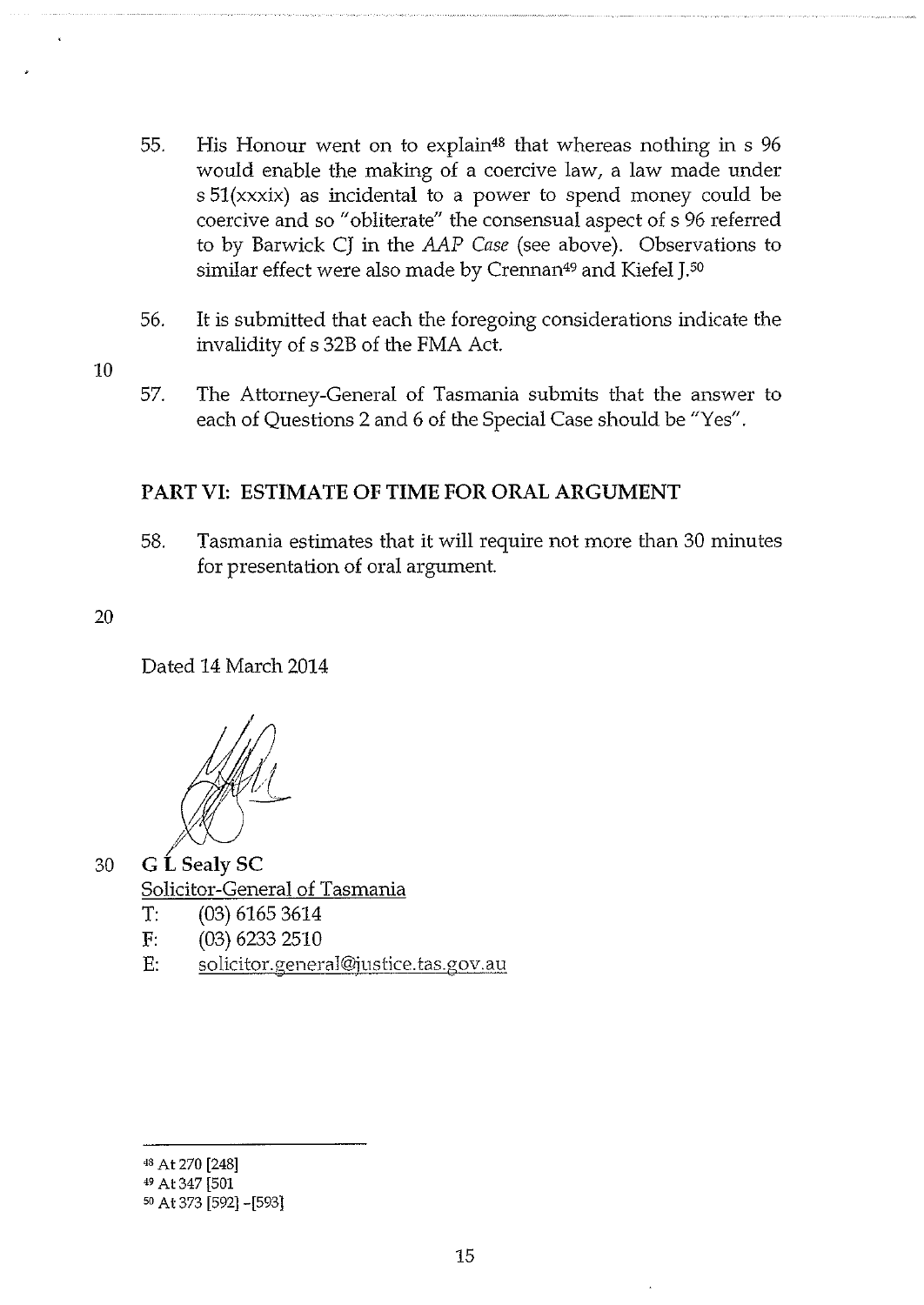55. His Honour went on to explain[48] that whereas nothing in s 96 would enable the making of a coercive law, a law made under s 51(xxxix) as incidental to a power to spend money could be coercive and so "obliterate" the consensual aspect of s 96 referred to by Barwick CJ in the *AAP Case* (see above). Observations to similar effect were also made by Crennan[49] and Kiefel J.[50]

56. It is submitted that each the foregoing considerations indicate the invalidity of s 32B of the FMA Act.

57. The Attorney-General of Tasmania submits that the answer to each of Questions 2 and 6 of the Special Case should be "Yes".

## PART VI: ESTIMATE OF TIME FOR ORAL ARGUMENT

58. Tasmania estimates that it will require not more than 30 minutes for presentation of oral argument.

Dated 14 March 2014

**G L Sealy SC**
Solicitor-General of Tasmania
T: (03) 6165 3614
F: (03) 6233 2510
E: solicitor.general@justice.tas.gov.au

---

[48] At 270 [248]
[49] At 347 [501
[50] At 373 [592] -[593]